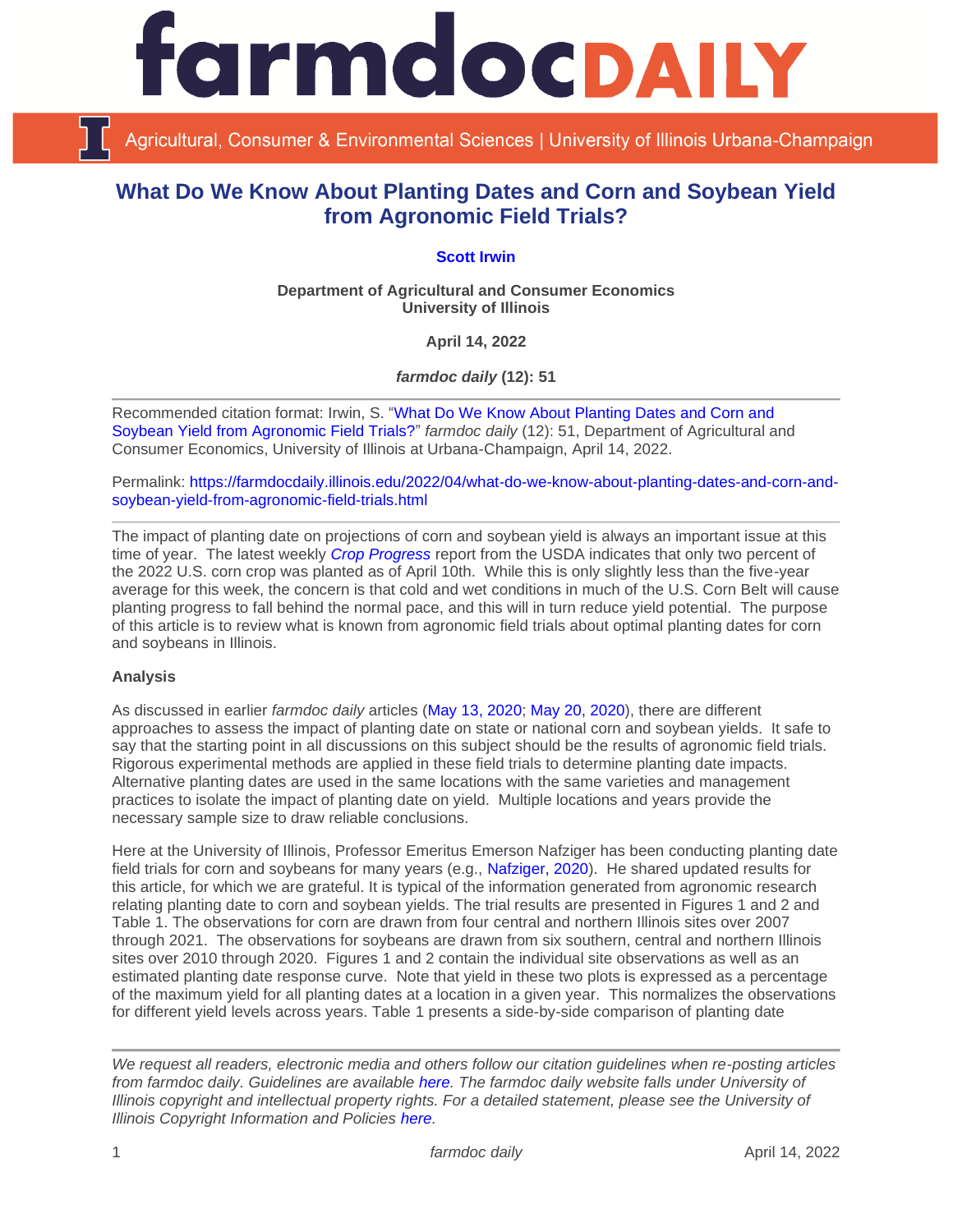# What Do We Know About Planting Dates and Corn and Soybean Yield from Agronomic Field Trials?

**Scott Irwin**

**Department of Agricultural and Consumer Economics**
**University of Illinois**

**April 14, 2022**

***farmdoc daily* (12): 51**

Recommended citation format: Irwin, S. "What Do We Know About Planting Dates and Corn and Soybean Yield from Agronomic Field Trials?" *farmdoc daily* (12): 51, Department of Agricultural and Consumer Economics, University of Illinois at Urbana-Champaign, April 14, 2022.

Permalink: https://farmdocdaily.illinois.edu/2022/04/what-do-we-know-about-planting-dates-and-corn-and-soybean-yield-from-agronomic-field-trials.html

The impact of planting date on projections of corn and soybean yield is always an important issue at this time of year. The latest weekly *Crop Progress* report from the USDA indicates that only two percent of the 2022 U.S. corn crop was planted as of April 10th. While this is only slightly less than the five-year average for this week, the concern is that cold and wet conditions in much of the U.S. Corn Belt will cause planting progress to fall behind the normal pace, and this will in turn reduce yield potential. The purpose of this article is to review what is known from agronomic field trials about optimal planting dates for corn and soybeans in Illinois.

**Analysis**

As discussed in earlier *farmdoc daily* articles (May 13, 2020; May 20, 2020), there are different approaches to assess the impact of planting date on state or national corn and soybean yields. It safe to say that the starting point in all discussions on this subject should be the results of agronomic field trials. Rigorous experimental methods are applied in these field trials to determine planting date impacts. Alternative planting dates are used in the same locations with the same varieties and management practices to isolate the impact of planting date on yield. Multiple locations and years provide the necessary sample size to draw reliable conclusions.

Here at the University of Illinois, Professor Emeritus Emerson Nafziger has been conducting planting date field trials for corn and soybeans for many years (e.g., Nafziger, 2020). He shared updated results for this article, for which we are grateful. It is typical of the information generated from agronomic research relating planting date to corn and soybean yields. The trial results are presented in Figures 1 and 2 and Table 1. The observations for corn are drawn from four central and northern Illinois sites over 2007 through 2021. The observations for soybeans are drawn from six southern, central and northern Illinois sites over 2010 through 2020. Figures 1 and 2 contain the individual site observations as well as an estimated planting date response curve. Note that yield in these two plots is expressed as a percentage of the maximum yield for all planting dates at a location in a given year. This normalizes the observations for different yield levels across years. Table 1 presents a side-by-side comparison of planting date

*We request all readers, electronic media and others follow our citation guidelines when re-posting articles from farmdoc daily. Guidelines are available here. The farmdoc daily website falls under University of Illinois copyright and intellectual property rights. For a detailed statement, please see the University of Illinois Copyright Information and Policies here.*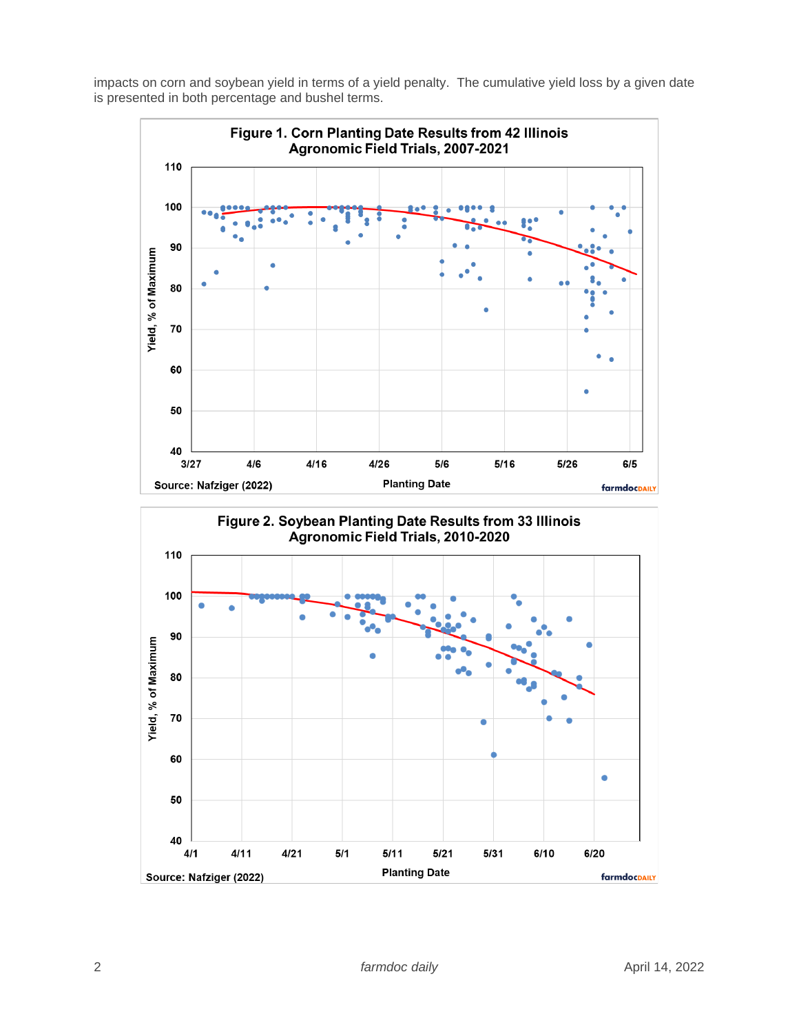impacts on corn and soybean yield in terms of a yield penalty. The cumulative yield loss by a given date is presented in both percentage and bushel terms.

**Figure 1. Corn Planting Date Results from 42 Illinois Agronomic Field Trials, 2007-2021**

Source: Nafziger (2022)

**Figure 2. Soybean Planting Date Results from 33 Illinois Agronomic Field Trials, 2010-2020**

Source: Nafziger (2022)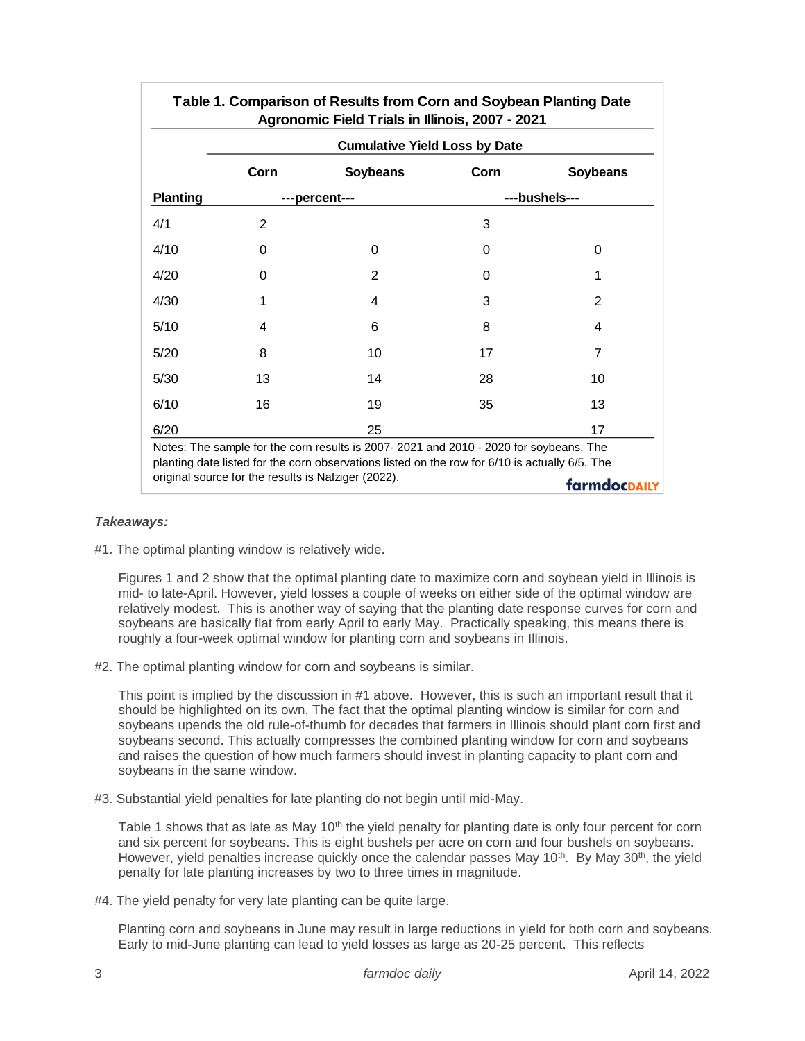**Table 1. Comparison of Results from Corn and Soybean Planting Date Agronomic Field Trials in Illinois, 2007 - 2021**

| | Cumulative Yield Loss by Date | | | |
|---|---|---|---|---|
| | Corn | Soybeans | Corn | Soybeans |
| Planting | ---percent--- | | ---bushels--- | |
| 4/1 | 2 | | 3 | |
| 4/10 | 0 | 0 | 0 | 0 |
| 4/20 | 0 | 2 | 0 | 1 |
| 4/30 | 1 | 4 | 3 | 2 |
| 5/10 | 4 | 6 | 8 | 4 |
| 5/20 | 8 | 10 | 17 | 7 |
| 5/30 | 13 | 14 | 28 | 10 |
| 6/10 | 16 | 19 | 35 | 13 |
| 6/20 | | 25 | | 17 |

Notes: The sample for the corn results is 2007- 2021 and 2010 - 2020 for soybeans. The planting date listed for the corn observations listed on the row for 6/10 is actually 6/5. The original source for the results is Nafziger (2022).

farmdocDAILY

***Takeaways:***

#1. The optimal planting window is relatively wide.

Figures 1 and 2 show that the optimal planting date to maximize corn and soybean yield in Illinois is mid- to late-April. However, yield losses a couple of weeks on either side of the optimal window are relatively modest. This is another way of saying that the planting date response curves for corn and soybeans are basically flat from early April to early May. Practically speaking, this means there is roughly a four-week optimal window for planting corn and soybeans in Illinois.

#2. The optimal planting window for corn and soybeans is similar.

This point is implied by the discussion in #1 above. However, this is such an important result that it should be highlighted on its own. The fact that the optimal planting window is similar for corn and soybeans upends the old rule-of-thumb for decades that farmers in Illinois should plant corn first and soybeans second. This actually compresses the combined planting window for corn and soybeans and raises the question of how much farmers should invest in planting capacity to plant corn and soybeans in the same window.

#3. Substantial yield penalties for late planting do not begin until mid-May.

Table 1 shows that as late as May 10th the yield penalty for planting date is only four percent for corn and six percent for soybeans. This is eight bushels per acre on corn and four bushels on soybeans. However, yield penalties increase quickly once the calendar passes May 10th. By May 30th, the yield penalty for late planting increases by two to three times in magnitude.

#4. The yield penalty for very late planting can be quite large.

Planting corn and soybeans in June may result in large reductions in yield for both corn and soybeans. Early to mid-June planting can lead to yield losses as large as 20-25 percent. This reflects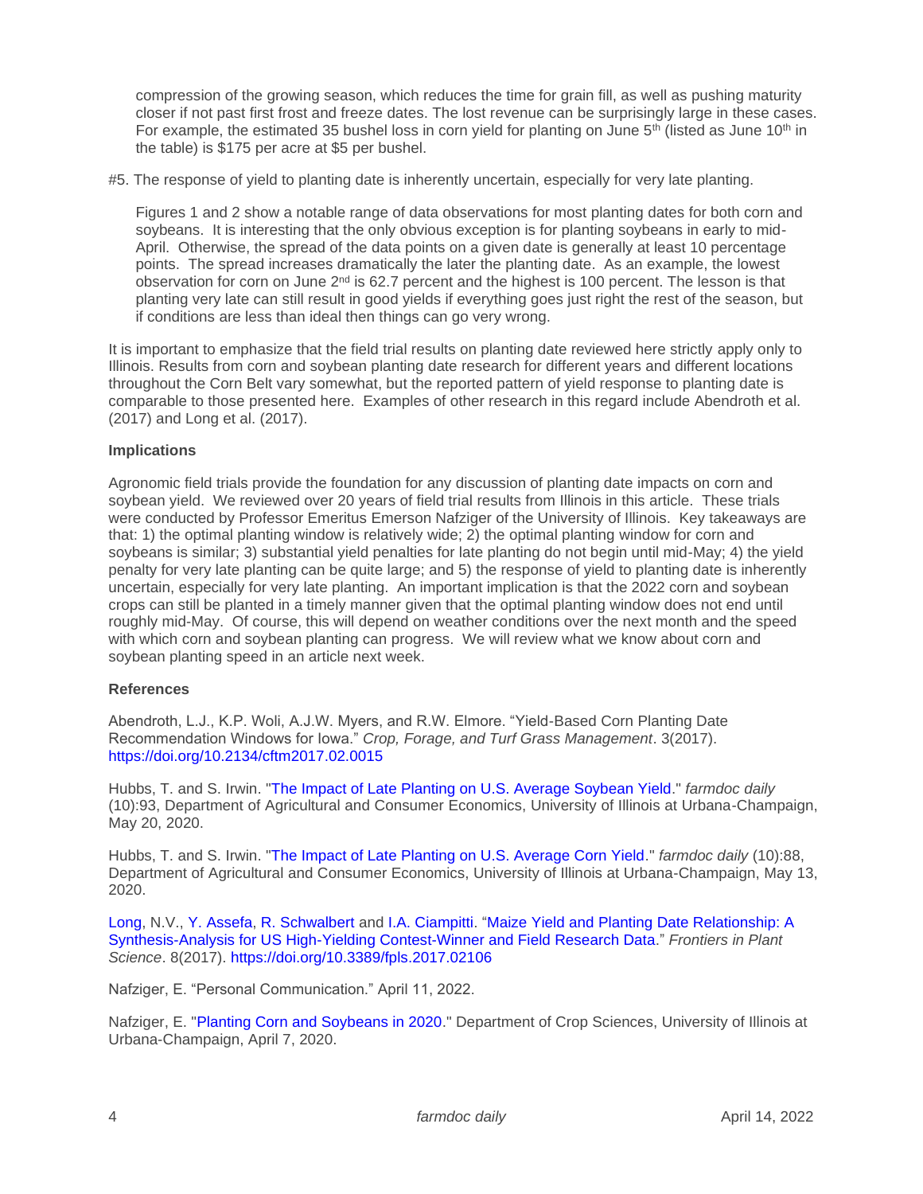compression of the growing season, which reduces the time for grain fill, as well as pushing maturity closer if not past first frost and freeze dates. The lost revenue can be surprisingly large in these cases. For example, the estimated 35 bushel loss in corn yield for planting on June 5th (listed as June 10th in the table) is $175 per acre at $5 per bushel.

#5. The response of yield to planting date is inherently uncertain, especially for very late planting.

Figures 1 and 2 show a notable range of data observations for most planting dates for both corn and soybeans. It is interesting that the only obvious exception is for planting soybeans in early to mid-April. Otherwise, the spread of the data points on a given date is generally at least 10 percentage points. The spread increases dramatically the later the planting date. As an example, the lowest observation for corn on June 2nd is 62.7 percent and the highest is 100 percent. The lesson is that planting very late can still result in good yields if everything goes just right the rest of the season, but if conditions are less than ideal then things can go very wrong.

It is important to emphasize that the field trial results on planting date reviewed here strictly apply only to Illinois. Results from corn and soybean planting date research for different years and different locations throughout the Corn Belt vary somewhat, but the reported pattern of yield response to planting date is comparable to those presented here. Examples of other research in this regard include Abendroth et al. (2017) and Long et al. (2017).

**Implications**

Agronomic field trials provide the foundation for any discussion of planting date impacts on corn and soybean yield. We reviewed over 20 years of field trial results from Illinois in this article. These trials were conducted by Professor Emeritus Emerson Nafziger of the University of Illinois. Key takeaways are that: 1) the optimal planting window is relatively wide; 2) the optimal planting window for corn and soybeans is similar; 3) substantial yield penalties for late planting do not begin until mid-May; 4) the yield penalty for very late planting can be quite large; and 5) the response of yield to planting date is inherently uncertain, especially for very late planting. An important implication is that the 2022 corn and soybean crops can still be planted in a timely manner given that the optimal planting window does not end until roughly mid-May. Of course, this will depend on weather conditions over the next month and the speed with which corn and soybean planting can progress. We will review what we know about corn and soybean planting speed in an article next week.

**References**

Abendroth, L.J., K.P. Woli, A.J.W. Myers, and R.W. Elmore. "Yield-Based Corn Planting Date Recommendation Windows for Iowa." *Crop, Forage, and Turf Grass Management*. 3(2017). https://doi.org/10.2134/cftm2017.02.0015

Hubbs, T. and S. Irwin. "The Impact of Late Planting on U.S. Average Soybean Yield." *farmdoc daily* (10):93, Department of Agricultural and Consumer Economics, University of Illinois at Urbana-Champaign, May 20, 2020.

Hubbs, T. and S. Irwin. "The Impact of Late Planting on U.S. Average Corn Yield." *farmdoc daily* (10):88, Department of Agricultural and Consumer Economics, University of Illinois at Urbana-Champaign, May 13, 2020.

Long, N.V., Y. Assefa, R. Schwalbert and I.A. Ciampitti. "Maize Yield and Planting Date Relationship: A Synthesis-Analysis for US High-Yielding Contest-Winner and Field Research Data." *Frontiers in Plant Science*. 8(2017). https://doi.org/10.3389/fpls.2017.02106

Nafziger, E. "Personal Communication." April 11, 2022.

Nafziger, E. "Planting Corn and Soybeans in 2020." Department of Crop Sciences, University of Illinois at Urbana-Champaign, April 7, 2020.